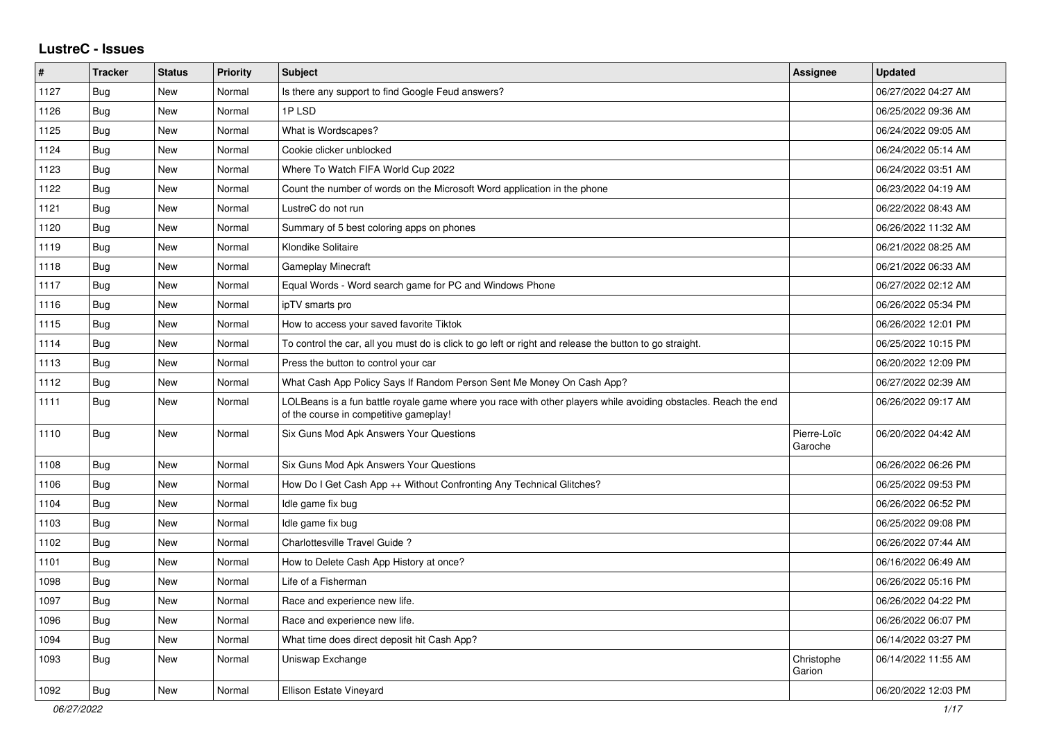# LustreC - Issues

| # | Tracker | Status | Priority | Subject | Assignee | Updated |
|---|---|---|---|---|---|---|
| 1127 | Bug | New | Normal | Is there any support to find Google Feud answers? | | 06/27/2022 04:27 AM |
| 1126 | Bug | New | Normal | 1P LSD | | 06/25/2022 09:36 AM |
| 1125 | Bug | New | Normal | What is Wordscapes? | | 06/24/2022 09:05 AM |
| 1124 | Bug | New | Normal | Cookie clicker unblocked | | 06/24/2022 05:14 AM |
| 1123 | Bug | New | Normal | Where To Watch FIFA World Cup 2022 | | 06/24/2022 03:51 AM |
| 1122 | Bug | New | Normal | Count the number of words on the Microsoft Word application in the phone | | 06/23/2022 04:19 AM |
| 1121 | Bug | New | Normal | LustreC do not run | | 06/22/2022 08:43 AM |
| 1120 | Bug | New | Normal | Summary of 5 best coloring apps on phones | | 06/26/2022 11:32 AM |
| 1119 | Bug | New | Normal | Klondike Solitaire | | 06/21/2022 08:25 AM |
| 1118 | Bug | New | Normal | Gameplay Minecraft | | 06/21/2022 06:33 AM |
| 1117 | Bug | New | Normal | Equal Words - Word search game for PC and Windows Phone | | 06/27/2022 02:12 AM |
| 1116 | Bug | New | Normal | ipTV smarts pro | | 06/26/2022 05:34 PM |
| 1115 | Bug | New | Normal | How to access your saved favorite Tiktok | | 06/26/2022 12:01 PM |
| 1114 | Bug | New | Normal | To control the car, all you must do is click to go left or right and release the button to go straight. | | 06/25/2022 10:15 PM |
| 1113 | Bug | New | Normal | Press the button to control your car | | 06/20/2022 12:09 PM |
| 1112 | Bug | New | Normal | What Cash App Policy Says If Random Person Sent Me Money On Cash App? | | 06/27/2022 02:39 AM |
| 1111 | Bug | New | Normal | LOLBeans is a fun battle royale game where you race with other players while avoiding obstacles. Reach the end of the course in competitive gameplay! | | 06/26/2022 09:17 AM |
| 1110 | Bug | New | Normal | Six Guns Mod Apk Answers Your Questions | Pierre-Loïc Garoche | 06/20/2022 04:42 AM |
| 1108 | Bug | New | Normal | Six Guns Mod Apk Answers Your Questions | | 06/26/2022 06:26 PM |
| 1106 | Bug | New | Normal | How Do I Get Cash App ++ Without Confronting Any Technical Glitches? | | 06/25/2022 09:53 PM |
| 1104 | Bug | New | Normal | Idle game fix bug | | 06/26/2022 06:52 PM |
| 1103 | Bug | New | Normal | Idle game fix bug | | 06/25/2022 09:08 PM |
| 1102 | Bug | New | Normal | Charlottesville Travel Guide ? | | 06/26/2022 07:44 AM |
| 1101 | Bug | New | Normal | How to Delete Cash App History at once? | | 06/16/2022 06:49 AM |
| 1098 | Bug | New | Normal | Life of a Fisherman | | 06/26/2022 05:16 PM |
| 1097 | Bug | New | Normal | Race and experience new life. | | 06/26/2022 04:22 PM |
| 1096 | Bug | New | Normal | Race and experience new life. | | 06/26/2022 06:07 PM |
| 1094 | Bug | New | Normal | What time does direct deposit hit Cash App? | | 06/14/2022 03:27 PM |
| 1093 | Bug | New | Normal | Uniswap Exchange | Christophe Garion | 06/14/2022 11:55 AM |
| 1092 | Bug | New | Normal | Ellison Estate Vineyard | | 06/20/2022 12:03 PM |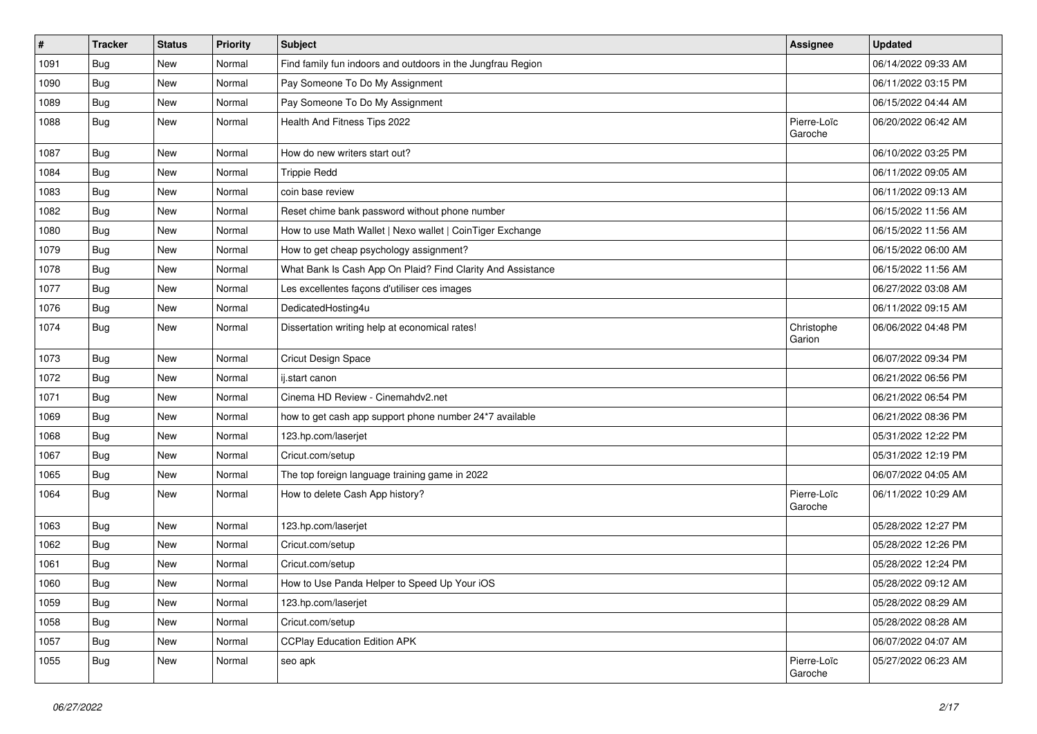| # | Tracker | Status | Priority | Subject | Assignee | Updated |
|---|---|---|---|---|---|---|
| 1091 | Bug | New | Normal | Find family fun indoors and outdoors in the Jungfrau Region | | 06/14/2022 09:33 AM |
| 1090 | Bug | New | Normal | Pay Someone To Do My Assignment | | 06/11/2022 03:15 PM |
| 1089 | Bug | New | Normal | Pay Someone To Do My Assignment | | 06/15/2022 04:44 AM |
| 1088 | Bug | New | Normal | Health And Fitness Tips 2022 | Pierre-Loïc Garoche | 06/20/2022 06:42 AM |
| 1087 | Bug | New | Normal | How do new writers start out? | | 06/10/2022 03:25 PM |
| 1084 | Bug | New | Normal | Trippie Redd | | 06/11/2022 09:05 AM |
| 1083 | Bug | New | Normal | coin base review | | 06/11/2022 09:13 AM |
| 1082 | Bug | New | Normal | Reset chime bank password without phone number | | 06/15/2022 11:56 AM |
| 1080 | Bug | New | Normal | How to use Math Wallet \| Nexo wallet \| CoinTiger Exchange | | 06/15/2022 11:56 AM |
| 1079 | Bug | New | Normal | How to get cheap psychology assignment? | | 06/15/2022 06:00 AM |
| 1078 | Bug | New | Normal | What Bank Is Cash App On Plaid? Find Clarity And Assistance | | 06/15/2022 11:56 AM |
| 1077 | Bug | New | Normal | Les excellentes façons d'utiliser ces images | | 06/27/2022 03:08 AM |
| 1076 | Bug | New | Normal | DedicatedHosting4u | | 06/11/2022 09:15 AM |
| 1074 | Bug | New | Normal | Dissertation writing help at economical rates! | Christophe Garion | 06/06/2022 04:48 PM |
| 1073 | Bug | New | Normal | Cricut Design Space | | 06/07/2022 09:34 PM |
| 1072 | Bug | New | Normal | ij.start canon | | 06/21/2022 06:56 PM |
| 1071 | Bug | New | Normal | Cinema HD Review - Cinemahdv2.net | | 06/21/2022 06:54 PM |
| 1069 | Bug | New | Normal | how to get cash app support phone number 24*7 available | | 06/21/2022 08:36 PM |
| 1068 | Bug | New | Normal | 123.hp.com/laserjet | | 05/31/2022 12:22 PM |
| 1067 | Bug | New | Normal | Cricut.com/setup | | 05/31/2022 12:19 PM |
| 1065 | Bug | New | Normal | The top foreign language training game in 2022 | | 06/07/2022 04:05 AM |
| 1064 | Bug | New | Normal | How to delete Cash App history? | Pierre-Loïc Garoche | 06/11/2022 10:29 AM |
| 1063 | Bug | New | Normal | 123.hp.com/laserjet | | 05/28/2022 12:27 PM |
| 1062 | Bug | New | Normal | Cricut.com/setup | | 05/28/2022 12:26 PM |
| 1061 | Bug | New | Normal | Cricut.com/setup | | 05/28/2022 12:24 PM |
| 1060 | Bug | New | Normal | How to Use Panda Helper to Speed Up Your iOS | | 05/28/2022 09:12 AM |
| 1059 | Bug | New | Normal | 123.hp.com/laserjet | | 05/28/2022 08:29 AM |
| 1058 | Bug | New | Normal | Cricut.com/setup | | 05/28/2022 08:28 AM |
| 1057 | Bug | New | Normal | CCPlay Education Edition APK | | 06/07/2022 04:07 AM |
| 1055 | Bug | New | Normal | seo apk | Pierre-Loïc Garoche | 05/27/2022 06:23 AM |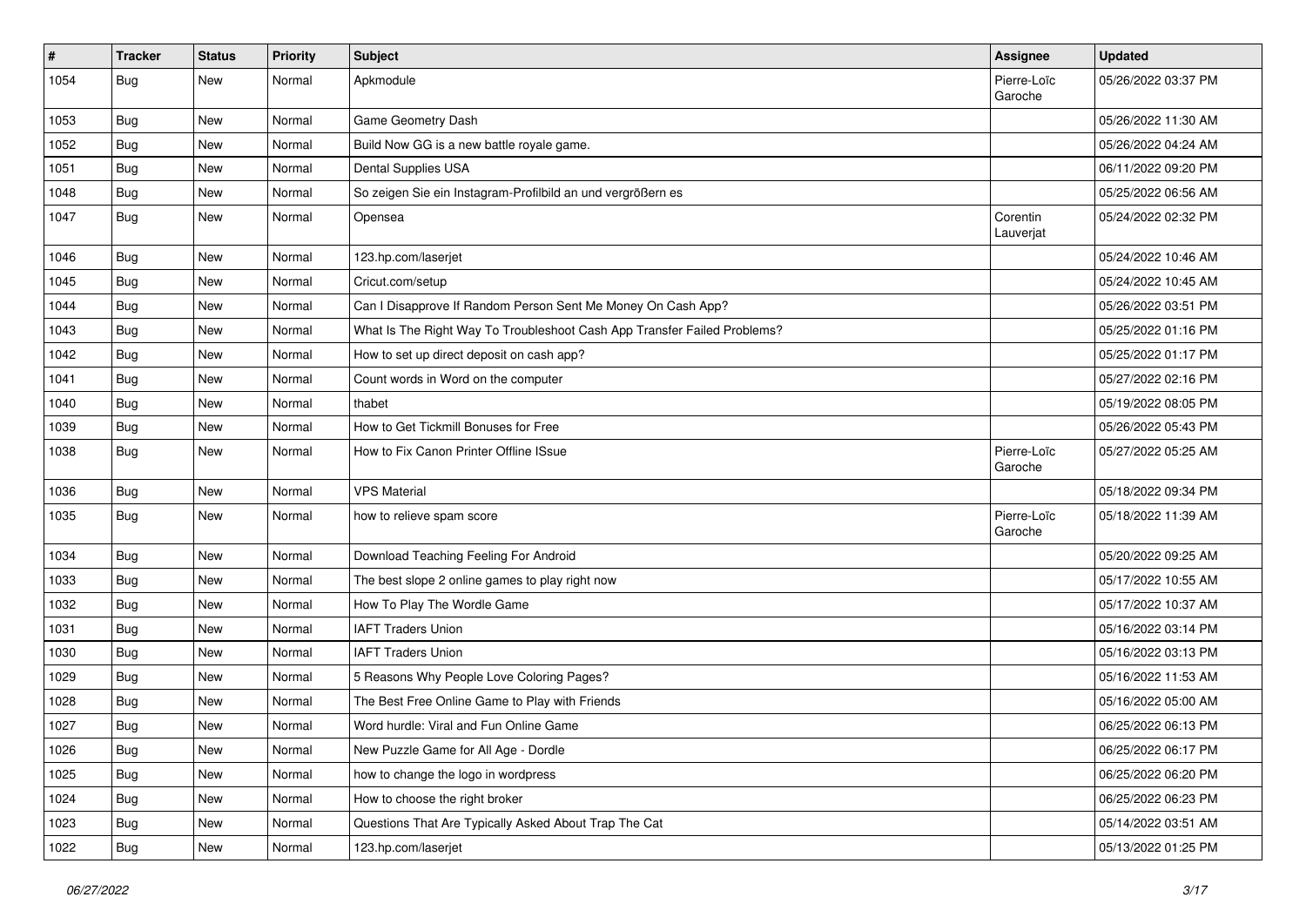| # | Tracker | Status | Priority | Subject | Assignee | Updated |
|---|---|---|---|---|---|---|
| 1054 | Bug | New | Normal | Apkmodule | Pierre-Loïc Garoche | 05/26/2022 03:37 PM |
| 1053 | Bug | New | Normal | Game Geometry Dash | | 05/26/2022 11:30 AM |
| 1052 | Bug | New | Normal | Build Now GG is a new battle royale game. | | 05/26/2022 04:24 AM |
| 1051 | Bug | New | Normal | Dental Supplies USA | | 06/11/2022 09:20 PM |
| 1048 | Bug | New | Normal | So zeigen Sie ein Instagram-Profilbild an und vergrößern es | | 05/25/2022 06:56 AM |
| 1047 | Bug | New | Normal | Opensea | Corentin Lauverjat | 05/24/2022 02:32 PM |
| 1046 | Bug | New | Normal | 123.hp.com/laserjet | | 05/24/2022 10:46 AM |
| 1045 | Bug | New | Normal | Cricut.com/setup | | 05/24/2022 10:45 AM |
| 1044 | Bug | New | Normal | Can I Disapprove If Random Person Sent Me Money On Cash App? | | 05/26/2022 03:51 PM |
| 1043 | Bug | New | Normal | What Is The Right Way To Troubleshoot Cash App Transfer Failed Problems? | | 05/25/2022 01:16 PM |
| 1042 | Bug | New | Normal | How to set up direct deposit on cash app? | | 05/25/2022 01:17 PM |
| 1041 | Bug | New | Normal | Count words in Word on the computer | | 05/27/2022 02:16 PM |
| 1040 | Bug | New | Normal | thabet | | 05/19/2022 08:05 PM |
| 1039 | Bug | New | Normal | How to Get Tickmill Bonuses for Free | | 05/26/2022 05:43 PM |
| 1038 | Bug | New | Normal | How to Fix Canon Printer Offline ISsue | Pierre-Loïc Garoche | 05/27/2022 05:25 AM |
| 1036 | Bug | New | Normal | VPS Material | | 05/18/2022 09:34 PM |
| 1035 | Bug | New | Normal | how to relieve spam score | Pierre-Loïc Garoche | 05/18/2022 11:39 AM |
| 1034 | Bug | New | Normal | Download Teaching Feeling For Android | | 05/20/2022 09:25 AM |
| 1033 | Bug | New | Normal | The best slope 2 online games to play right now | | 05/17/2022 10:55 AM |
| 1032 | Bug | New | Normal | How To Play The Wordle Game | | 05/17/2022 10:37 AM |
| 1031 | Bug | New | Normal | IAFT Traders Union | | 05/16/2022 03:14 PM |
| 1030 | Bug | New | Normal | IAFT Traders Union | | 05/16/2022 03:13 PM |
| 1029 | Bug | New | Normal | 5 Reasons Why People Love Coloring Pages? | | 05/16/2022 11:53 AM |
| 1028 | Bug | New | Normal | The Best Free Online Game to Play with Friends | | 05/16/2022 05:00 AM |
| 1027 | Bug | New | Normal | Word hurdle: Viral and Fun Online Game | | 06/25/2022 06:13 PM |
| 1026 | Bug | New | Normal | New Puzzle Game for All Age - Dordle | | 06/25/2022 06:17 PM |
| 1025 | Bug | New | Normal | how to change the logo in wordpress | | 06/25/2022 06:20 PM |
| 1024 | Bug | New | Normal | How to choose the right broker | | 06/25/2022 06:23 PM |
| 1023 | Bug | New | Normal | Questions That Are Typically Asked About Trap The Cat | | 05/14/2022 03:51 AM |
| 1022 | Bug | New | Normal | 123.hp.com/laserjet | | 05/13/2022 01:25 PM |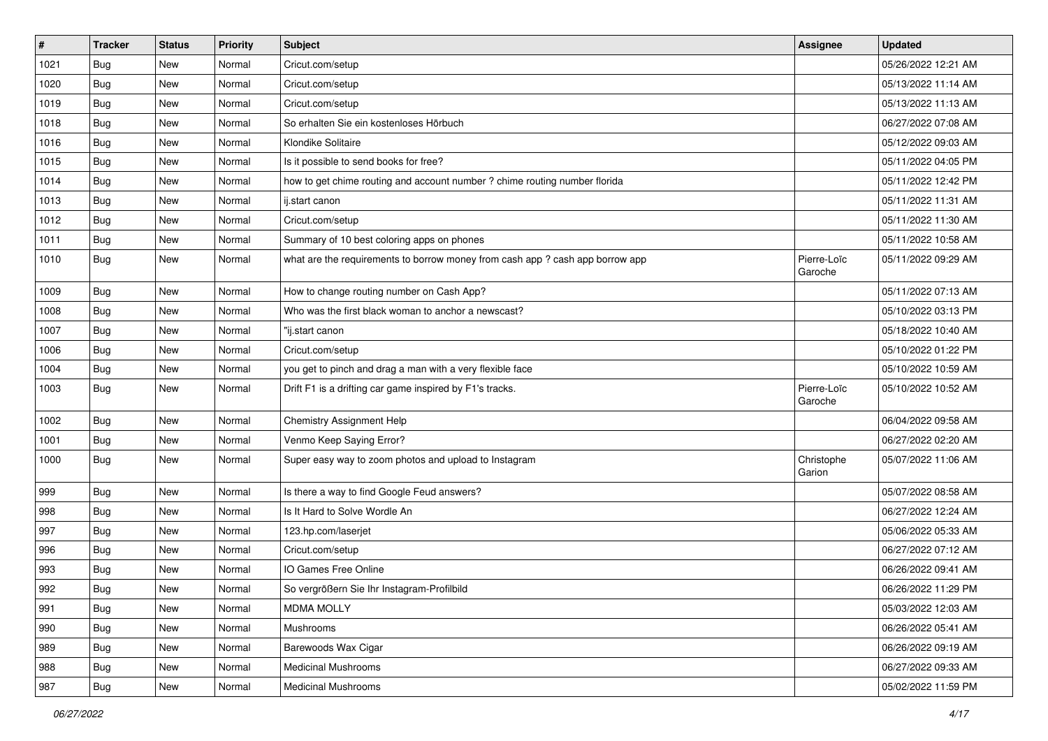| # | Tracker | Status | Priority | Subject | Assignee | Updated |
|---|---|---|---|---|---|---|
| 1021 | Bug | New | Normal | Cricut.com/setup | | 05/26/2022 12:21 AM |
| 1020 | Bug | New | Normal | Cricut.com/setup | | 05/13/2022 11:14 AM |
| 1019 | Bug | New | Normal | Cricut.com/setup | | 05/13/2022 11:13 AM |
| 1018 | Bug | New | Normal | So erhalten Sie ein kostenloses Hörbuch | | 06/27/2022 07:08 AM |
| 1016 | Bug | New | Normal | Klondike Solitaire | | 05/12/2022 09:03 AM |
| 1015 | Bug | New | Normal | Is it possible to send books for free? | | 05/11/2022 04:05 PM |
| 1014 | Bug | New | Normal | how to get chime routing and account number ? chime routing number florida | | 05/11/2022 12:42 PM |
| 1013 | Bug | New | Normal | ij.start canon | | 05/11/2022 11:31 AM |
| 1012 | Bug | New | Normal | Cricut.com/setup | | 05/11/2022 11:30 AM |
| 1011 | Bug | New | Normal | Summary of 10 best coloring apps on phones | | 05/11/2022 10:58 AM |
| 1010 | Bug | New | Normal | what are the requirements to borrow money from cash app ? cash app borrow app | Pierre-Loïc Garoche | 05/11/2022 09:29 AM |
| 1009 | Bug | New | Normal | How to change routing number on Cash App? | | 05/11/2022 07:13 AM |
| 1008 | Bug | New | Normal | Who was the first black woman to anchor a newscast? | | 05/10/2022 03:13 PM |
| 1007 | Bug | New | Normal | "ij.start canon | | 05/18/2022 10:40 AM |
| 1006 | Bug | New | Normal | Cricut.com/setup | | 05/10/2022 01:22 PM |
| 1004 | Bug | New | Normal | you get to pinch and drag a man with a very flexible face | | 05/10/2022 10:59 AM |
| 1003 | Bug | New | Normal | Drift F1 is a drifting car game inspired by F1's tracks. | Pierre-Loïc Garoche | 05/10/2022 10:52 AM |
| 1002 | Bug | New | Normal | Chemistry Assignment Help | | 06/04/2022 09:58 AM |
| 1001 | Bug | New | Normal | Venmo Keep Saying Error? | | 06/27/2022 02:20 AM |
| 1000 | Bug | New | Normal | Super easy way to zoom photos and upload to Instagram | Christophe Garion | 05/07/2022 11:06 AM |
| 999 | Bug | New | Normal | Is there a way to find Google Feud answers? | | 05/07/2022 08:58 AM |
| 998 | Bug | New | Normal | Is It Hard to Solve Wordle An | | 06/27/2022 12:24 AM |
| 997 | Bug | New | Normal | 123.hp.com/laserjet | | 05/06/2022 05:33 AM |
| 996 | Bug | New | Normal | Cricut.com/setup | | 06/27/2022 07:12 AM |
| 993 | Bug | New | Normal | IO Games Free Online | | 06/26/2022 09:41 AM |
| 992 | Bug | New | Normal | So vergrößern Sie Ihr Instagram-Profilbild | | 06/26/2022 11:29 PM |
| 991 | Bug | New | Normal | MDMA MOLLY | | 05/03/2022 12:03 AM |
| 990 | Bug | New | Normal | Mushrooms | | 06/26/2022 05:41 AM |
| 989 | Bug | New | Normal | Barewoods Wax Cigar | | 06/26/2022 09:19 AM |
| 988 | Bug | New | Normal | Medicinal Mushrooms | | 06/27/2022 09:33 AM |
| 987 | Bug | New | Normal | Medicinal Mushrooms | | 05/02/2022 11:59 PM |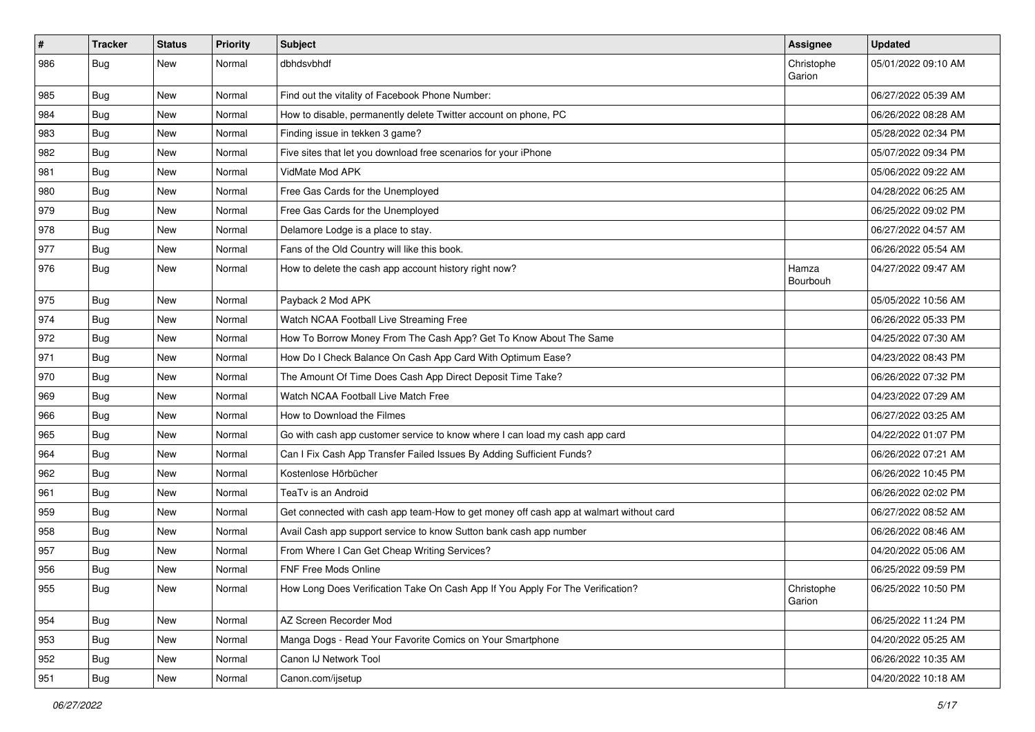| # | Tracker | Status | Priority | Subject | Assignee | Updated |
|---|---|---|---|---|---|---|
| 986 | Bug | New | Normal | dbhdsvbhdf | Christophe Garion | 05/01/2022 09:10 AM |
| 985 | Bug | New | Normal | Find out the vitality of Facebook Phone Number: | | 06/27/2022 05:39 AM |
| 984 | Bug | New | Normal | How to disable, permanently delete Twitter account on phone, PC | | 06/26/2022 08:28 AM |
| 983 | Bug | New | Normal | Finding issue in tekken 3 game? | | 05/28/2022 02:34 PM |
| 982 | Bug | New | Normal | Five sites that let you download free scenarios for your iPhone | | 05/07/2022 09:34 PM |
| 981 | Bug | New | Normal | VidMate Mod APK | | 05/06/2022 09:22 AM |
| 980 | Bug | New | Normal | Free Gas Cards for the Unemployed | | 04/28/2022 06:25 AM |
| 979 | Bug | New | Normal | Free Gas Cards for the Unemployed | | 06/25/2022 09:02 PM |
| 978 | Bug | New | Normal | Delamore Lodge is a place to stay. | | 06/27/2022 04:57 AM |
| 977 | Bug | New | Normal | Fans of the Old Country will like this book. | | 06/26/2022 05:54 AM |
| 976 | Bug | New | Normal | How to delete the cash app account history right now? | Hamza Bourbouh | 04/27/2022 09:47 AM |
| 975 | Bug | New | Normal | Payback 2 Mod APK | | 05/05/2022 10:56 AM |
| 974 | Bug | New | Normal | Watch NCAA Football Live Streaming Free | | 06/26/2022 05:33 PM |
| 972 | Bug | New | Normal | How To Borrow Money From The Cash App? Get To Know About The Same | | 04/25/2022 07:30 AM |
| 971 | Bug | New | Normal | How Do I Check Balance On Cash App Card With Optimum Ease? | | 04/23/2022 08:43 PM |
| 970 | Bug | New | Normal | The Amount Of Time Does Cash App Direct Deposit Time Take? | | 06/26/2022 07:32 PM |
| 969 | Bug | New | Normal | Watch NCAA Football Live Match Free | | 04/23/2022 07:29 AM |
| 966 | Bug | New | Normal | How to Download the Filmes | | 06/27/2022 03:25 AM |
| 965 | Bug | New | Normal | Go with cash app customer service to know where I can load my cash app card | | 04/22/2022 01:07 PM |
| 964 | Bug | New | Normal | Can I Fix Cash App Transfer Failed Issues By Adding Sufficient Funds? | | 06/26/2022 07:21 AM |
| 962 | Bug | New | Normal | Kostenlose Hörbücher | | 06/26/2022 10:45 PM |
| 961 | Bug | New | Normal | TeaTv is an Android | | 06/26/2022 02:02 PM |
| 959 | Bug | New | Normal | Get connected with cash app team-How to get money off cash app at walmart without card | | 06/27/2022 08:52 AM |
| 958 | Bug | New | Normal | Avail Cash app support service to know Sutton bank cash app number | | 06/26/2022 08:46 AM |
| 957 | Bug | New | Normal | From Where I Can Get Cheap Writing Services? | | 04/20/2022 05:06 AM |
| 956 | Bug | New | Normal | FNF Free Mods Online | | 06/25/2022 09:59 PM |
| 955 | Bug | New | Normal | How Long Does Verification Take On Cash App If You Apply For The Verification? | Christophe Garion | 06/25/2022 10:50 PM |
| 954 | Bug | New | Normal | AZ Screen Recorder Mod | | 06/25/2022 11:24 PM |
| 953 | Bug | New | Normal | Manga Dogs - Read Your Favorite Comics on Your Smartphone | | 04/20/2022 05:25 AM |
| 952 | Bug | New | Normal | Canon IJ Network Tool | | 06/26/2022 10:35 AM |
| 951 | Bug | New | Normal | Canon.com/ijsetup | | 04/20/2022 10:18 AM |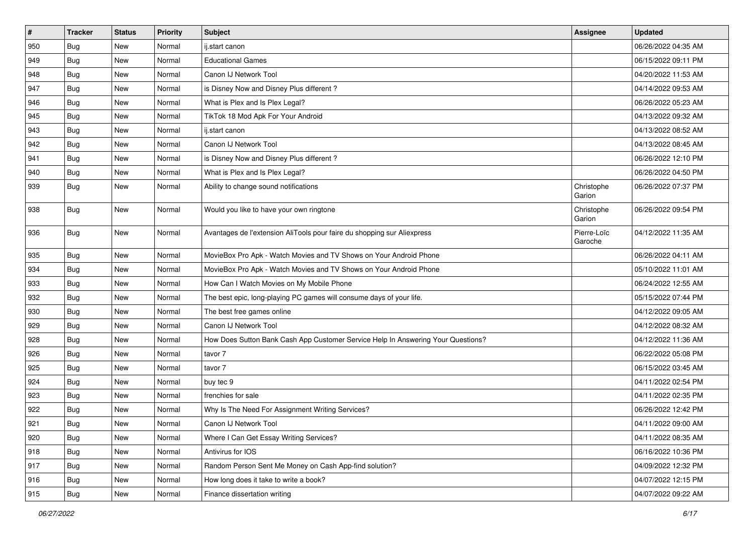| # | Tracker | Status | Priority | Subject | Assignee | Updated |
|---|---|---|---|---|---|---|
| 950 | Bug | New | Normal | ij.start canon | | 06/26/2022 04:35 AM |
| 949 | Bug | New | Normal | Educational Games | | 06/15/2022 09:11 PM |
| 948 | Bug | New | Normal | Canon IJ Network Tool | | 04/20/2022 11:53 AM |
| 947 | Bug | New | Normal | is Disney Now and Disney Plus different ? | | 04/14/2022 09:53 AM |
| 946 | Bug | New | Normal | What is Plex and Is Plex Legal? | | 06/26/2022 05:23 AM |
| 945 | Bug | New | Normal | TikTok 18 Mod Apk For Your Android | | 04/13/2022 09:32 AM |
| 943 | Bug | New | Normal | ij.start canon | | 04/13/2022 08:52 AM |
| 942 | Bug | New | Normal | Canon IJ Network Tool | | 04/13/2022 08:45 AM |
| 941 | Bug | New | Normal | is Disney Now and Disney Plus different ? | | 06/26/2022 12:10 PM |
| 940 | Bug | New | Normal | What is Plex and Is Plex Legal? | | 06/26/2022 04:50 PM |
| 939 | Bug | New | Normal | Ability to change sound notifications | Christophe Garion | 06/26/2022 07:37 PM |
| 938 | Bug | New | Normal | Would you like to have your own ringtone | Christophe Garion | 06/26/2022 09:54 PM |
| 936 | Bug | New | Normal | Avantages de l'extension AliTools pour faire du shopping sur Aliexpress | Pierre-Loïc Garoche | 04/12/2022 11:35 AM |
| 935 | Bug | New | Normal | MovieBox Pro Apk - Watch Movies and TV Shows on Your Android Phone | | 06/26/2022 04:11 AM |
| 934 | Bug | New | Normal | MovieBox Pro Apk - Watch Movies and TV Shows on Your Android Phone | | 05/10/2022 11:01 AM |
| 933 | Bug | New | Normal | How Can I Watch Movies on My Mobile Phone | | 06/24/2022 12:55 AM |
| 932 | Bug | New | Normal | The best epic, long-playing PC games will consume days of your life. | | 05/15/2022 07:44 PM |
| 930 | Bug | New | Normal | The best free games online | | 04/12/2022 09:05 AM |
| 929 | Bug | New | Normal | Canon IJ Network Tool | | 04/12/2022 08:32 AM |
| 928 | Bug | New | Normal | How Does Sutton Bank Cash App Customer Service Help In Answering Your Questions? | | 04/12/2022 11:36 AM |
| 926 | Bug | New | Normal | tavor 7 | | 06/22/2022 05:08 PM |
| 925 | Bug | New | Normal | tavor 7 | | 06/15/2022 03:45 AM |
| 924 | Bug | New | Normal | buy tec 9 | | 04/11/2022 02:54 PM |
| 923 | Bug | New | Normal | frenchies for sale | | 04/11/2022 02:35 PM |
| 922 | Bug | New | Normal | Why Is The Need For Assignment Writing Services? | | 06/26/2022 12:42 PM |
| 921 | Bug | New | Normal | Canon IJ Network Tool | | 04/11/2022 09:00 AM |
| 920 | Bug | New | Normal | Where I Can Get Essay Writing Services? | | 04/11/2022 08:35 AM |
| 918 | Bug | New | Normal | Antivirus for IOS | | 06/16/2022 10:36 PM |
| 917 | Bug | New | Normal | Random Person Sent Me Money on Cash App-find solution? | | 04/09/2022 12:32 PM |
| 916 | Bug | New | Normal | How long does it take to write a book? | | 04/07/2022 12:15 PM |
| 915 | Bug | New | Normal | Finance dissertation writing | | 04/07/2022 09:22 AM |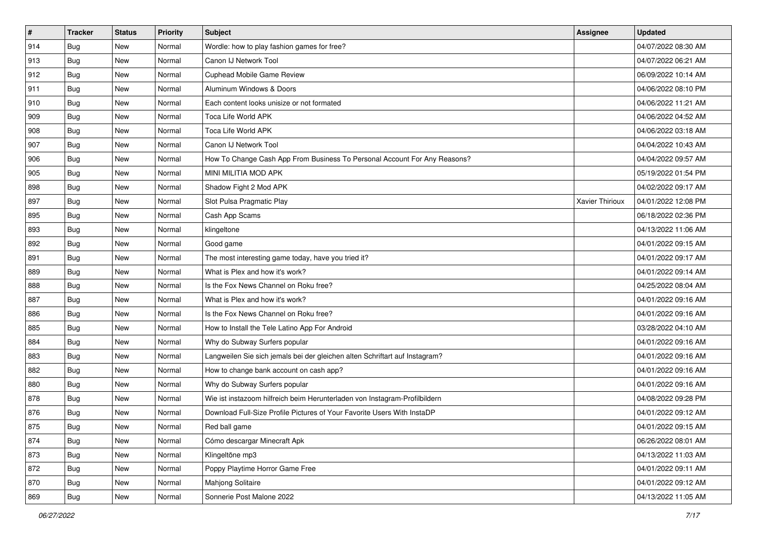| # | Tracker | Status | Priority | Subject | Assignee | Updated |
|---|---|---|---|---|---|---|
| 914 | Bug | New | Normal | Wordle: how to play fashion games for free? | | 04/07/2022 08:30 AM |
| 913 | Bug | New | Normal | Canon IJ Network Tool | | 04/07/2022 06:21 AM |
| 912 | Bug | New | Normal | Cuphead Mobile Game Review | | 06/09/2022 10:14 AM |
| 911 | Bug | New | Normal | Aluminum Windows & Doors | | 04/06/2022 08:10 PM |
| 910 | Bug | New | Normal | Each content looks unisize or not formated | | 04/06/2022 11:21 AM |
| 909 | Bug | New | Normal | Toca Life World APK | | 04/06/2022 04:52 AM |
| 908 | Bug | New | Normal | Toca Life World APK | | 04/06/2022 03:18 AM |
| 907 | Bug | New | Normal | Canon IJ Network Tool | | 04/04/2022 10:43 AM |
| 906 | Bug | New | Normal | How To Change Cash App From Business To Personal Account For Any Reasons? | | 04/04/2022 09:57 AM |
| 905 | Bug | New | Normal | MINI MILITIA MOD APK | | 05/19/2022 01:54 PM |
| 898 | Bug | New | Normal | Shadow Fight 2 Mod APK | | 04/02/2022 09:17 AM |
| 897 | Bug | New | Normal | Slot Pulsa Pragmatic Play | Xavier Thirioux | 04/01/2022 12:08 PM |
| 895 | Bug | New | Normal | Cash App Scams | | 06/18/2022 02:36 PM |
| 893 | Bug | New | Normal | klingeltone | | 04/13/2022 11:06 AM |
| 892 | Bug | New | Normal | Good game | | 04/01/2022 09:15 AM |
| 891 | Bug | New | Normal | The most interesting game today, have you tried it? | | 04/01/2022 09:17 AM |
| 889 | Bug | New | Normal | What is Plex and how it's work? | | 04/01/2022 09:14 AM |
| 888 | Bug | New | Normal | Is the Fox News Channel on Roku free? | | 04/25/2022 08:04 AM |
| 887 | Bug | New | Normal | What is Plex and how it's work? | | 04/01/2022 09:16 AM |
| 886 | Bug | New | Normal | Is the Fox News Channel on Roku free? | | 04/01/2022 09:16 AM |
| 885 | Bug | New | Normal | How to Install the Tele Latino App For Android | | 03/28/2022 04:10 AM |
| 884 | Bug | New | Normal | Why do Subway Surfers popular | | 04/01/2022 09:16 AM |
| 883 | Bug | New | Normal | Langweilen Sie sich jemals bei der gleichen alten Schriftart auf Instagram? | | 04/01/2022 09:16 AM |
| 882 | Bug | New | Normal | How to change bank account on cash app? | | 04/01/2022 09:16 AM |
| 880 | Bug | New | Normal | Why do Subway Surfers popular | | 04/01/2022 09:16 AM |
| 878 | Bug | New | Normal | Wie ist instazoom hilfreich beim Herunterladen von Instagram-Profilbildern | | 04/08/2022 09:28 PM |
| 876 | Bug | New | Normal | Download Full-Size Profile Pictures of Your Favorite Users With InstaDP | | 04/01/2022 09:12 AM |
| 875 | Bug | New | Normal | Red ball game | | 04/01/2022 09:15 AM |
| 874 | Bug | New | Normal | Cómo descargar Minecraft Apk | | 06/26/2022 08:01 AM |
| 873 | Bug | New | Normal | Klingeltöne mp3 | | 04/13/2022 11:03 AM |
| 872 | Bug | New | Normal | Poppy Playtime Horror Game Free | | 04/01/2022 09:11 AM |
| 870 | Bug | New | Normal | Mahjong Solitaire | | 04/01/2022 09:12 AM |
| 869 | Bug | New | Normal | Sonnerie Post Malone 2022 | | 04/13/2022 11:05 AM |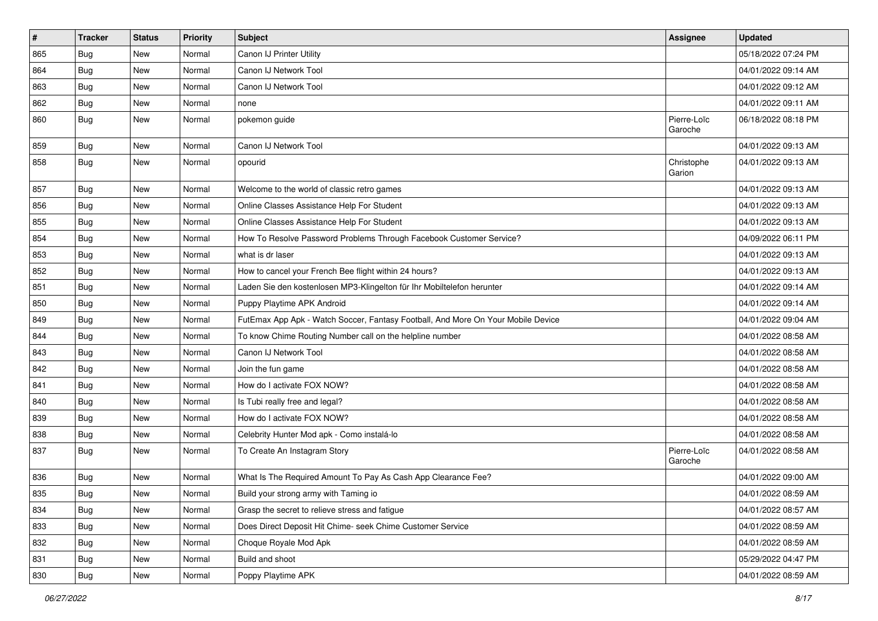| # | Tracker | Status | Priority | Subject | Assignee | Updated |
|---|---|---|---|---|---|---|
| 865 | Bug | New | Normal | Canon IJ Printer Utility | | 05/18/2022 07:24 PM |
| 864 | Bug | New | Normal | Canon IJ Network Tool | | 04/01/2022 09:14 AM |
| 863 | Bug | New | Normal | Canon IJ Network Tool | | 04/01/2022 09:12 AM |
| 862 | Bug | New | Normal | none | | 04/01/2022 09:11 AM |
| 860 | Bug | New | Normal | pokemon guide | Pierre-Loïc Garoche | 06/18/2022 08:18 PM |
| 859 | Bug | New | Normal | Canon IJ Network Tool | | 04/01/2022 09:13 AM |
| 858 | Bug | New | Normal | opourid | Christophe Garion | 04/01/2022 09:13 AM |
| 857 | Bug | New | Normal | Welcome to the world of classic retro games | | 04/01/2022 09:13 AM |
| 856 | Bug | New | Normal | Online Classes Assistance Help For Student | | 04/01/2022 09:13 AM |
| 855 | Bug | New | Normal | Online Classes Assistance Help For Student | | 04/01/2022 09:13 AM |
| 854 | Bug | New | Normal | How To Resolve Password Problems Through Facebook Customer Service? | | 04/09/2022 06:11 PM |
| 853 | Bug | New | Normal | what is dr laser | | 04/01/2022 09:13 AM |
| 852 | Bug | New | Normal | How to cancel your French Bee flight within 24 hours? | | 04/01/2022 09:13 AM |
| 851 | Bug | New | Normal | Laden Sie den kostenlosen MP3-Klingelton für Ihr Mobiltelefon herunter | | 04/01/2022 09:14 AM |
| 850 | Bug | New | Normal | Puppy Playtime APK Android | | 04/01/2022 09:14 AM |
| 849 | Bug | New | Normal | FutEmax App Apk - Watch Soccer, Fantasy Football, And More On Your Mobile Device | | 04/01/2022 09:04 AM |
| 844 | Bug | New | Normal | To know Chime Routing Number call on the helpline number | | 04/01/2022 08:58 AM |
| 843 | Bug | New | Normal | Canon IJ Network Tool | | 04/01/2022 08:58 AM |
| 842 | Bug | New | Normal | Join the fun game | | 04/01/2022 08:58 AM |
| 841 | Bug | New | Normal | How do I activate FOX NOW? | | 04/01/2022 08:58 AM |
| 840 | Bug | New | Normal | Is Tubi really free and legal? | | 04/01/2022 08:58 AM |
| 839 | Bug | New | Normal | How do I activate FOX NOW? | | 04/01/2022 08:58 AM |
| 838 | Bug | New | Normal | Celebrity Hunter Mod apk - Como instalá-lo | | 04/01/2022 08:58 AM |
| 837 | Bug | New | Normal | To Create An Instagram Story | Pierre-Loïc Garoche | 04/01/2022 08:58 AM |
| 836 | Bug | New | Normal | What Is The Required Amount To Pay As Cash App Clearance Fee? | | 04/01/2022 09:00 AM |
| 835 | Bug | New | Normal | Build your strong army with Taming io | | 04/01/2022 08:59 AM |
| 834 | Bug | New | Normal | Grasp the secret to relieve stress and fatigue | | 04/01/2022 08:57 AM |
| 833 | Bug | New | Normal | Does Direct Deposit Hit Chime- seek Chime Customer Service | | 04/01/2022 08:59 AM |
| 832 | Bug | New | Normal | Choque Royale Mod Apk | | 04/01/2022 08:59 AM |
| 831 | Bug | New | Normal | Build and shoot | | 05/29/2022 04:47 PM |
| 830 | Bug | New | Normal | Poppy Playtime APK | | 04/01/2022 08:59 AM |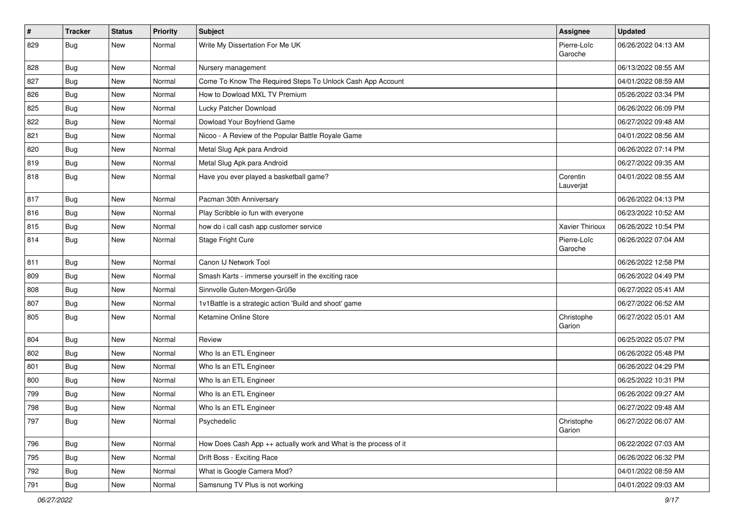| # | Tracker | Status | Priority | Subject | Assignee | Updated |
|---|---|---|---|---|---|---|
| 829 | Bug | New | Normal | Write My Dissertation For Me UK | Pierre-Loïc Garoche | 06/26/2022 04:13 AM |
| 828 | Bug | New | Normal | Nursery management | | 06/13/2022 08:55 AM |
| 827 | Bug | New | Normal | Come To Know The Required Steps To Unlock Cash App Account | | 04/01/2022 08:59 AM |
| 826 | Bug | New | Normal | How to Dowload MXL TV Premium | | 05/26/2022 03:34 PM |
| 825 | Bug | New | Normal | Lucky Patcher Download | | 06/26/2022 06:09 PM |
| 822 | Bug | New | Normal | Dowload Your Boyfriend Game | | 06/27/2022 09:48 AM |
| 821 | Bug | New | Normal | Nicoo - A Review of the Popular Battle Royale Game | | 04/01/2022 08:56 AM |
| 820 | Bug | New | Normal | Metal Slug Apk para Android | | 06/26/2022 07:14 PM |
| 819 | Bug | New | Normal | Metal Slug Apk para Android | | 06/27/2022 09:35 AM |
| 818 | Bug | New | Normal | Have you ever played a basketball game? | Corentin Lauverjat | 04/01/2022 08:55 AM |
| 817 | Bug | New | Normal | Pacman 30th Anniversary | | 06/26/2022 04:13 PM |
| 816 | Bug | New | Normal | Play Scribble io fun with everyone | | 06/23/2022 10:52 AM |
| 815 | Bug | New | Normal | how do i call cash app customer service | Xavier Thirioux | 06/26/2022 10:54 PM |
| 814 | Bug | New | Normal | Stage Fright Cure | Pierre-Loïc Garoche | 06/26/2022 07:04 AM |
| 811 | Bug | New | Normal | Canon IJ Network Tool | | 06/26/2022 12:58 PM |
| 809 | Bug | New | Normal | Smash Karts - immerse yourself in the exciting race | | 06/26/2022 04:49 PM |
| 808 | Bug | New | Normal | Sinnvolle Guten-Morgen-Grüße | | 06/27/2022 05:41 AM |
| 807 | Bug | New | Normal | 1v1Battle is a strategic action 'Build and shoot' game | | 06/27/2022 06:52 AM |
| 805 | Bug | New | Normal | Ketamine Online Store | Christophe Garion | 06/27/2022 05:01 AM |
| 804 | Bug | New | Normal | Review | | 06/25/2022 05:07 PM |
| 802 | Bug | New | Normal | Who Is an ETL Engineer | | 06/26/2022 05:48 PM |
| 801 | Bug | New | Normal | Who Is an ETL Engineer | | 06/26/2022 04:29 PM |
| 800 | Bug | New | Normal | Who Is an ETL Engineer | | 06/25/2022 10:31 PM |
| 799 | Bug | New | Normal | Who Is an ETL Engineer | | 06/26/2022 09:27 AM |
| 798 | Bug | New | Normal | Who Is an ETL Engineer | | 06/27/2022 09:48 AM |
| 797 | Bug | New | Normal | Psychedelic | Christophe Garion | 06/27/2022 06:07 AM |
| 796 | Bug | New | Normal | How Does Cash App ++ actually work and What is the process of it | | 06/22/2022 07:03 AM |
| 795 | Bug | New | Normal | Drift Boss - Exciting Race | | 06/26/2022 06:32 PM |
| 792 | Bug | New | Normal | What is Google Camera Mod? | | 04/01/2022 08:59 AM |
| 791 | Bug | New | Normal | Samsnung TV Plus is not working | | 04/01/2022 09:03 AM |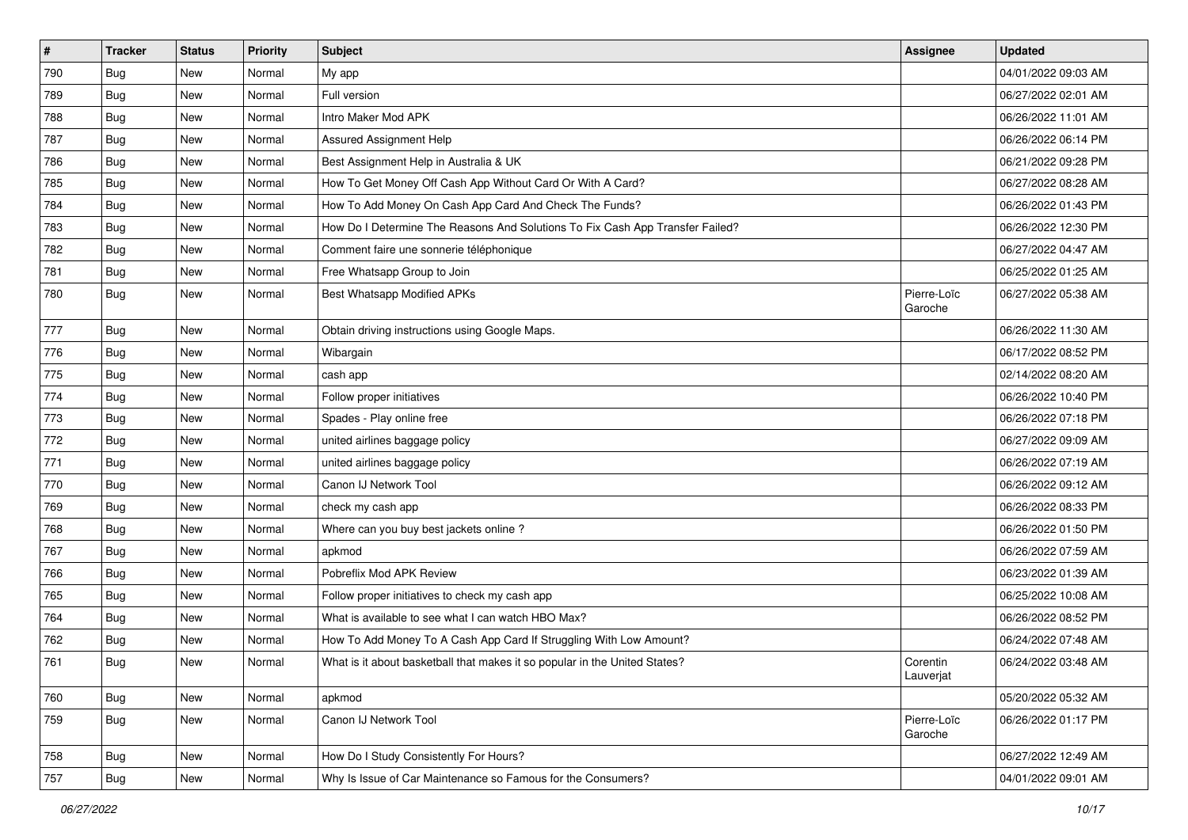| # | Tracker | Status | Priority | Subject | Assignee | Updated |
|---|---|---|---|---|---|---|
| 790 | Bug | New | Normal | My app | | 04/01/2022 09:03 AM |
| 789 | Bug | New | Normal | Full version | | 06/27/2022 02:01 AM |
| 788 | Bug | New | Normal | Intro Maker Mod APK | | 06/26/2022 11:01 AM |
| 787 | Bug | New | Normal | Assured Assignment Help | | 06/26/2022 06:14 PM |
| 786 | Bug | New | Normal | Best Assignment Help in Australia & UK | | 06/21/2022 09:28 PM |
| 785 | Bug | New | Normal | How To Get Money Off Cash App Without Card Or With A Card? | | 06/27/2022 08:28 AM |
| 784 | Bug | New | Normal | How To Add Money On Cash App Card And Check The Funds? | | 06/26/2022 01:43 PM |
| 783 | Bug | New | Normal | How Do I Determine The Reasons And Solutions To Fix Cash App Transfer Failed? | | 06/26/2022 12:30 PM |
| 782 | Bug | New | Normal | Comment faire une sonnerie téléphonique | | 06/27/2022 04:47 AM |
| 781 | Bug | New | Normal | Free Whatsapp Group to Join | | 06/25/2022 01:25 AM |
| 780 | Bug | New | Normal | Best Whatsapp Modified APKs | Pierre-Loïc Garoche | 06/27/2022 05:38 AM |
| 777 | Bug | New | Normal | Obtain driving instructions using Google Maps. | | 06/26/2022 11:30 AM |
| 776 | Bug | New | Normal | Wibargain | | 06/17/2022 08:52 PM |
| 775 | Bug | New | Normal | cash app | | 02/14/2022 08:20 AM |
| 774 | Bug | New | Normal | Follow proper initiatives | | 06/26/2022 10:40 PM |
| 773 | Bug | New | Normal | Spades - Play online free | | 06/26/2022 07:18 PM |
| 772 | Bug | New | Normal | united airlines baggage policy | | 06/27/2022 09:09 AM |
| 771 | Bug | New | Normal | united airlines baggage policy | | 06/26/2022 07:19 AM |
| 770 | Bug | New | Normal | Canon IJ Network Tool | | 06/26/2022 09:12 AM |
| 769 | Bug | New | Normal | check my cash app | | 06/26/2022 08:33 PM |
| 768 | Bug | New | Normal | Where can you buy best jackets online ? | | 06/26/2022 01:50 PM |
| 767 | Bug | New | Normal | apkmod | | 06/26/2022 07:59 AM |
| 766 | Bug | New | Normal | Pobreflix Mod APK Review | | 06/23/2022 01:39 AM |
| 765 | Bug | New | Normal | Follow proper initiatives to check my cash app | | 06/25/2022 10:08 AM |
| 764 | Bug | New | Normal | What is available to see what I can watch HBO Max? | | 06/26/2022 08:52 PM |
| 762 | Bug | New | Normal | How To Add Money To A Cash App Card If Struggling With Low Amount? | | 06/24/2022 07:48 AM |
| 761 | Bug | New | Normal | What is it about basketball that makes it so popular in the United States? | Corentin Lauverjat | 06/24/2022 03:48 AM |
| 760 | Bug | New | Normal | apkmod | | 05/20/2022 05:32 AM |
| 759 | Bug | New | Normal | Canon IJ Network Tool | Pierre-Loïc Garoche | 06/26/2022 01:17 PM |
| 758 | Bug | New | Normal | How Do I Study Consistently For Hours? | | 06/27/2022 12:49 AM |
| 757 | Bug | New | Normal | Why Is Issue of Car Maintenance so Famous for the Consumers? | | 04/01/2022 09:01 AM |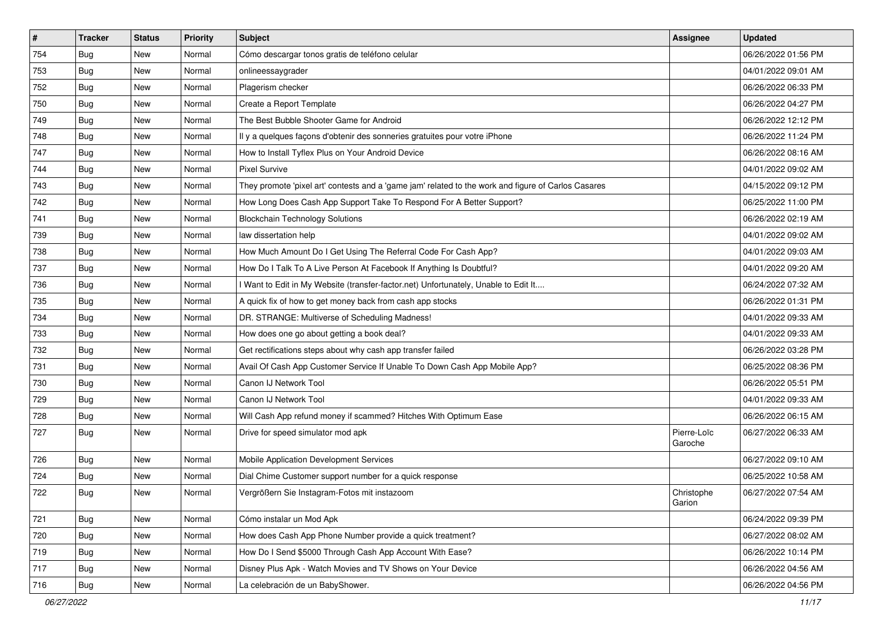| # | Tracker | Status | Priority | Subject | Assignee | Updated |
|---|---|---|---|---|---|---|
| 754 | Bug | New | Normal | Cómo descargar tonos gratis de teléfono celular | | 06/26/2022 01:56 PM |
| 753 | Bug | New | Normal | onlineessaygrader | | 04/01/2022 09:01 AM |
| 752 | Bug | New | Normal | Plagerism checker | | 06/26/2022 06:33 PM |
| 750 | Bug | New | Normal | Create a Report Template | | 06/26/2022 04:27 PM |
| 749 | Bug | New | Normal | The Best Bubble Shooter Game for Android | | 06/26/2022 12:12 PM |
| 748 | Bug | New | Normal | Il y a quelques façons d'obtenir des sonneries gratuites pour votre iPhone | | 06/26/2022 11:24 PM |
| 747 | Bug | New | Normal | How to Install Tyflex Plus on Your Android Device | | 06/26/2022 08:16 AM |
| 744 | Bug | New | Normal | Pixel Survive | | 04/01/2022 09:02 AM |
| 743 | Bug | New | Normal | They promote 'pixel art' contests and a 'game jam' related to the work and figure of Carlos Casares | | 04/15/2022 09:12 PM |
| 742 | Bug | New | Normal | How Long Does Cash App Support Take To Respond For A Better Support? | | 06/25/2022 11:00 PM |
| 741 | Bug | New | Normal | Blockchain Technology Solutions | | 06/26/2022 02:19 AM |
| 739 | Bug | New | Normal | law dissertation help | | 04/01/2022 09:02 AM |
| 738 | Bug | New | Normal | How Much Amount Do I Get Using The Referral Code For Cash App? | | 04/01/2022 09:03 AM |
| 737 | Bug | New | Normal | How Do I Talk To A Live Person At Facebook If Anything Is Doubtful? | | 04/01/2022 09:20 AM |
| 736 | Bug | New | Normal | I Want to Edit in My Website (transfer-factor.net) Unfortunately, Unable to Edit It.... | | 06/24/2022 07:32 AM |
| 735 | Bug | New | Normal | A quick fix of how to get money back from cash app stocks | | 06/26/2022 01:31 PM |
| 734 | Bug | New | Normal | DR. STRANGE: Multiverse of Scheduling Madness! | | 04/01/2022 09:33 AM |
| 733 | Bug | New | Normal | How does one go about getting a book deal? | | 04/01/2022 09:33 AM |
| 732 | Bug | New | Normal | Get rectifications steps about why cash app transfer failed | | 06/26/2022 03:28 PM |
| 731 | Bug | New | Normal | Avail Of Cash App Customer Service If Unable To Down Cash App Mobile App? | | 06/25/2022 08:36 PM |
| 730 | Bug | New | Normal | Canon IJ Network Tool | | 06/26/2022 05:51 PM |
| 729 | Bug | New | Normal | Canon IJ Network Tool | | 04/01/2022 09:33 AM |
| 728 | Bug | New | Normal | Will Cash App refund money if scammed? Hitches With Optimum Ease | | 06/26/2022 06:15 AM |
| 727 | Bug | New | Normal | Drive for speed simulator mod apk | Pierre-Loïc Garoche | 06/27/2022 06:33 AM |
| 726 | Bug | New | Normal | Mobile Application Development Services | | 06/27/2022 09:10 AM |
| 724 | Bug | New | Normal | Dial Chime Customer support number for a quick response | | 06/25/2022 10:58 AM |
| 722 | Bug | New | Normal | Vergrößern Sie Instagram-Fotos mit instazoom | Christophe Garion | 06/27/2022 07:54 AM |
| 721 | Bug | New | Normal | Cómo instalar un Mod Apk | | 06/24/2022 09:39 PM |
| 720 | Bug | New | Normal | How does Cash App Phone Number provide a quick treatment? | | 06/27/2022 08:02 AM |
| 719 | Bug | New | Normal | How Do I Send $5000 Through Cash App Account With Ease? | | 06/26/2022 10:14 PM |
| 717 | Bug | New | Normal | Disney Plus Apk - Watch Movies and TV Shows on Your Device | | 06/26/2022 04:56 AM |
| 716 | Bug | New | Normal | La celebración de un BabyShower. | | 06/26/2022 04:56 PM |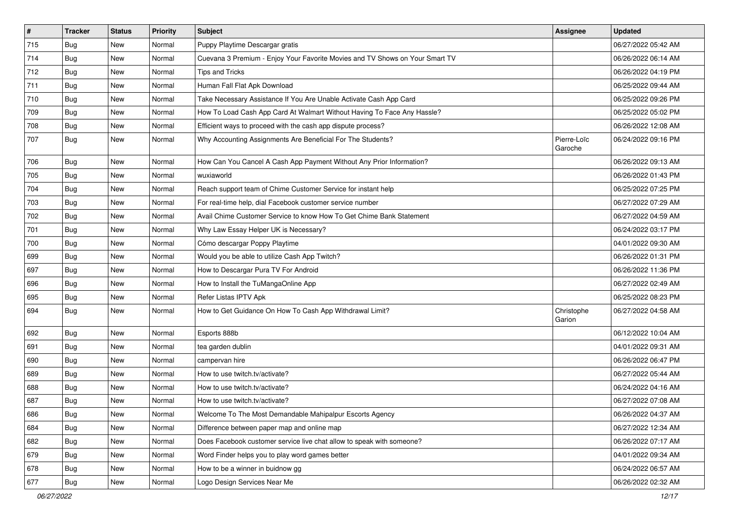| # | Tracker | Status | Priority | Subject | Assignee | Updated |
| --- | --- | --- | --- | --- | --- | --- |
| 715 | Bug | New | Normal | Puppy Playtime Descargar gratis | | 06/27/2022 05:42 AM |
| 714 | Bug | New | Normal | Cuevana 3 Premium - Enjoy Your Favorite Movies and TV Shows on Your Smart TV | | 06/26/2022 06:14 AM |
| 712 | Bug | New | Normal | Tips and Tricks | | 06/26/2022 04:19 PM |
| 711 | Bug | New | Normal | Human Fall Flat Apk Download | | 06/25/2022 09:44 AM |
| 710 | Bug | New | Normal | Take Necessary Assistance If You Are Unable Activate Cash App Card | | 06/25/2022 09:26 PM |
| 709 | Bug | New | Normal | How To Load Cash App Card At Walmart Without Having To Face Any Hassle? | | 06/25/2022 05:02 PM |
| 708 | Bug | New | Normal | Efficient ways to proceed with the cash app dispute process? | | 06/26/2022 12:08 AM |
| 707 | Bug | New | Normal | Why Accounting Assignments Are Beneficial For The Students? | Pierre-Loïc Garoche | 06/24/2022 09:16 PM |
| 706 | Bug | New | Normal | How Can You Cancel A Cash App Payment Without Any Prior Information? | | 06/26/2022 09:13 AM |
| 705 | Bug | New | Normal | wuxiaworld | | 06/26/2022 01:43 PM |
| 704 | Bug | New | Normal | Reach support team of Chime Customer Service for instant help | | 06/25/2022 07:25 PM |
| 703 | Bug | New | Normal | For real-time help, dial Facebook customer service number | | 06/27/2022 07:29 AM |
| 702 | Bug | New | Normal | Avail Chime Customer Service to know How To Get Chime Bank Statement | | 06/27/2022 04:59 AM |
| 701 | Bug | New | Normal | Why Law Essay Helper UK is Necessary? | | 06/24/2022 03:17 PM |
| 700 | Bug | New | Normal | Cómo descargar Poppy Playtime | | 04/01/2022 09:30 AM |
| 699 | Bug | New | Normal | Would you be able to utilize Cash App Twitch? | | 06/26/2022 01:31 PM |
| 697 | Bug | New | Normal | How to Descargar Pura TV For Android | | 06/26/2022 11:36 PM |
| 696 | Bug | New | Normal | How to Install the TuMangaOnline App | | 06/27/2022 02:49 AM |
| 695 | Bug | New | Normal | Refer Listas IPTV Apk | | 06/25/2022 08:23 PM |
| 694 | Bug | New | Normal | How to Get Guidance On How To Cash App Withdrawal Limit? | Christophe Garion | 06/27/2022 04:58 AM |
| 692 | Bug | New | Normal | Esports 888b | | 06/12/2022 10:04 AM |
| 691 | Bug | New | Normal | tea garden dublin | | 04/01/2022 09:31 AM |
| 690 | Bug | New | Normal | campervan hire | | 06/26/2022 06:47 PM |
| 689 | Bug | New | Normal | How to use twitch.tv/activate? | | 06/27/2022 05:44 AM |
| 688 | Bug | New | Normal | How to use twitch.tv/activate? | | 06/24/2022 04:16 AM |
| 687 | Bug | New | Normal | How to use twitch.tv/activate? | | 06/27/2022 07:08 AM |
| 686 | Bug | New | Normal | Welcome To The Most Demandable Mahipalpur Escorts Agency | | 06/26/2022 04:37 AM |
| 684 | Bug | New | Normal | Difference between paper map and online map | | 06/27/2022 12:34 AM |
| 682 | Bug | New | Normal | Does Facebook customer service live chat allow to speak with someone? | | 06/26/2022 07:17 AM |
| 679 | Bug | New | Normal | Word Finder helps you to play word games better | | 04/01/2022 09:34 AM |
| 678 | Bug | New | Normal | How to be a winner in buidnow gg | | 06/24/2022 06:57 AM |
| 677 | Bug | New | Normal | Logo Design Services Near Me | | 06/26/2022 02:32 AM |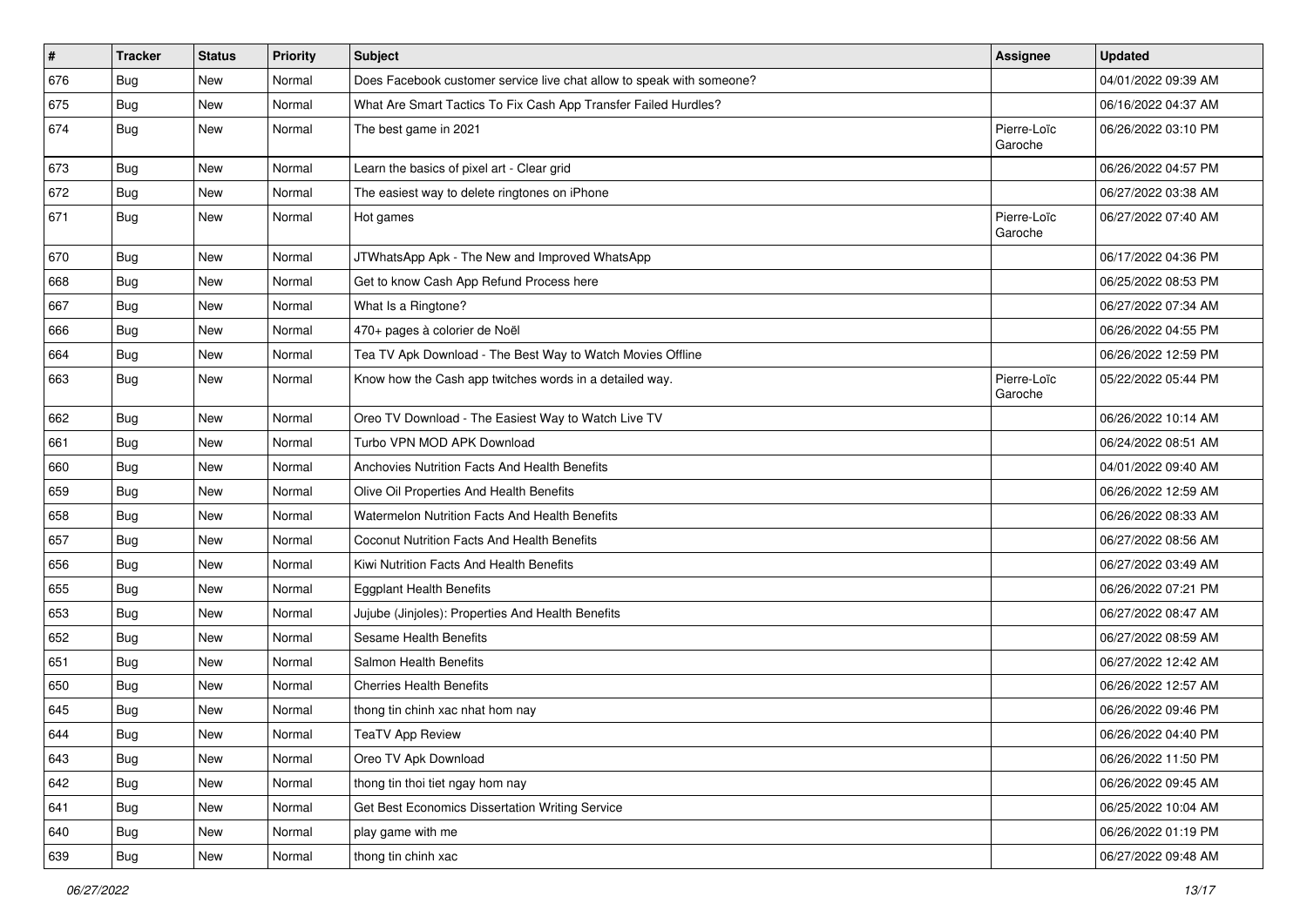| # | Tracker | Status | Priority | Subject | Assignee | Updated |
|---|---|---|---|---|---|---|
| 676 | Bug | New | Normal | Does Facebook customer service live chat allow to speak with someone? | | 04/01/2022 09:39 AM |
| 675 | Bug | New | Normal | What Are Smart Tactics To Fix Cash App Transfer Failed Hurdles? | | 06/16/2022 04:37 AM |
| 674 | Bug | New | Normal | The best game in 2021 | Pierre-Loïc Garoche | 06/26/2022 03:10 PM |
| 673 | Bug | New | Normal | Learn the basics of pixel art - Clear grid | | 06/26/2022 04:57 PM |
| 672 | Bug | New | Normal | The easiest way to delete ringtones on iPhone | | 06/27/2022 03:38 AM |
| 671 | Bug | New | Normal | Hot games | Pierre-Loïc Garoche | 06/27/2022 07:40 AM |
| 670 | Bug | New | Normal | JTWhatsApp Apk - The New and Improved WhatsApp | | 06/17/2022 04:36 PM |
| 668 | Bug | New | Normal | Get to know Cash App Refund Process here | | 06/25/2022 08:53 PM |
| 667 | Bug | New | Normal | What Is a Ringtone? | | 06/27/2022 07:34 AM |
| 666 | Bug | New | Normal | 470+ pages à colorier de Noël | | 06/26/2022 04:55 PM |
| 664 | Bug | New | Normal | Tea TV Apk Download - The Best Way to Watch Movies Offline | | 06/26/2022 12:59 PM |
| 663 | Bug | New | Normal | Know how the Cash app twitches words in a detailed way. | Pierre-Loïc Garoche | 05/22/2022 05:44 PM |
| 662 | Bug | New | Normal | Oreo TV Download - The Easiest Way to Watch Live TV | | 06/26/2022 10:14 AM |
| 661 | Bug | New | Normal | Turbo VPN MOD APK Download | | 06/24/2022 08:51 AM |
| 660 | Bug | New | Normal | Anchovies Nutrition Facts And Health Benefits | | 04/01/2022 09:40 AM |
| 659 | Bug | New | Normal | Olive Oil Properties And Health Benefits | | 06/26/2022 12:59 AM |
| 658 | Bug | New | Normal | Watermelon Nutrition Facts And Health Benefits | | 06/26/2022 08:33 AM |
| 657 | Bug | New | Normal | Coconut Nutrition Facts And Health Benefits | | 06/27/2022 08:56 AM |
| 656 | Bug | New | Normal | Kiwi Nutrition Facts And Health Benefits | | 06/27/2022 03:49 AM |
| 655 | Bug | New | Normal | Eggplant Health Benefits | | 06/26/2022 07:21 PM |
| 653 | Bug | New | Normal | Jujube (Jinjoles): Properties And Health Benefits | | 06/27/2022 08:47 AM |
| 652 | Bug | New | Normal | Sesame Health Benefits | | 06/27/2022 08:59 AM |
| 651 | Bug | New | Normal | Salmon Health Benefits | | 06/27/2022 12:42 AM |
| 650 | Bug | New | Normal | Cherries Health Benefits | | 06/26/2022 12:57 AM |
| 645 | Bug | New | Normal | thong tin chinh xac nhat hom nay | | 06/26/2022 09:46 PM |
| 644 | Bug | New | Normal | TeaTV App Review | | 06/26/2022 04:40 PM |
| 643 | Bug | New | Normal | Oreo TV Apk Download | | 06/26/2022 11:50 PM |
| 642 | Bug | New | Normal | thong tin thoi tiet ngay hom nay | | 06/26/2022 09:45 AM |
| 641 | Bug | New | Normal | Get Best Economics Dissertation Writing Service | | 06/25/2022 10:04 AM |
| 640 | Bug | New | Normal | play game with me | | 06/26/2022 01:19 PM |
| 639 | Bug | New | Normal | thong tin chinh xac | | 06/27/2022 09:48 AM |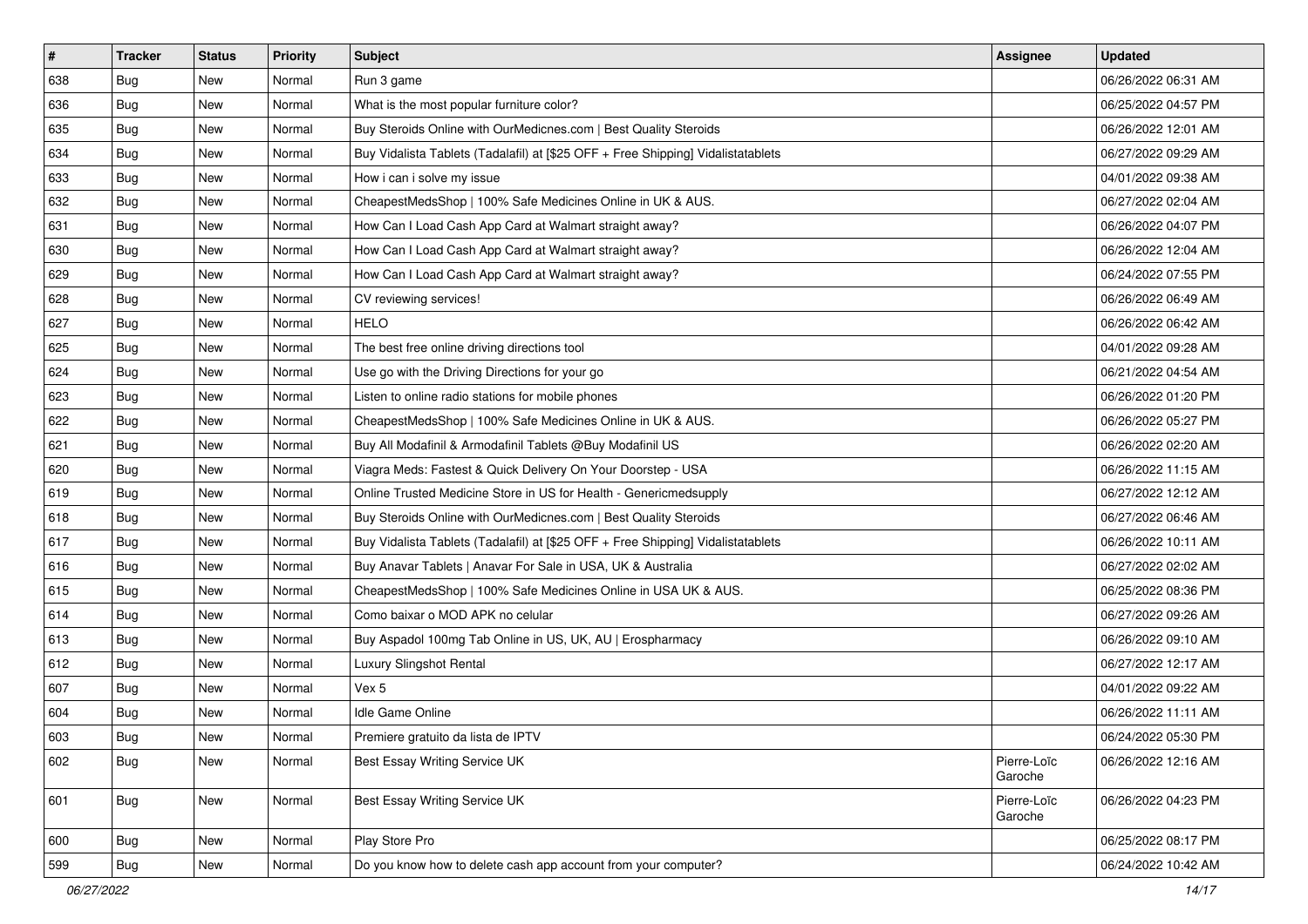| # | Tracker | Status | Priority | Subject | Assignee | Updated |
|---|---|---|---|---|---|---|
| 638 | Bug | New | Normal | Run 3 game | | 06/26/2022 06:31 AM |
| 636 | Bug | New | Normal | What is the most popular furniture color? | | 06/25/2022 04:57 PM |
| 635 | Bug | New | Normal | Buy Steroids Online with OurMedicnes.com \| Best Quality Steroids | | 06/26/2022 12:01 AM |
| 634 | Bug | New | Normal | Buy Vidalista Tablets (Tadalafil) at [$25 OFF + Free Shipping] Vidalistatablets | | 06/27/2022 09:29 AM |
| 633 | Bug | New | Normal | How i can i solve my issue | | 04/01/2022 09:38 AM |
| 632 | Bug | New | Normal | CheapestMedsShop \| 100% Safe Medicines Online in UK & AUS. | | 06/27/2022 02:04 AM |
| 631 | Bug | New | Normal | How Can I Load Cash App Card at Walmart straight away? | | 06/26/2022 04:07 PM |
| 630 | Bug | New | Normal | How Can I Load Cash App Card at Walmart straight away? | | 06/26/2022 12:04 AM |
| 629 | Bug | New | Normal | How Can I Load Cash App Card at Walmart straight away? | | 06/24/2022 07:55 PM |
| 628 | Bug | New | Normal | CV reviewing services! | | 06/26/2022 06:49 AM |
| 627 | Bug | New | Normal | HELO | | 06/26/2022 06:42 AM |
| 625 | Bug | New | Normal | The best free online driving directions tool | | 04/01/2022 09:28 AM |
| 624 | Bug | New | Normal | Use go with the Driving Directions for your go | | 06/21/2022 04:54 AM |
| 623 | Bug | New | Normal | Listen to online radio stations for mobile phones | | 06/26/2022 01:20 PM |
| 622 | Bug | New | Normal | CheapestMedsShop \| 100% Safe Medicines Online in UK & AUS. | | 06/26/2022 05:27 PM |
| 621 | Bug | New | Normal | Buy All Modafinil & Armodafinil Tablets @Buy Modafinil US | | 06/26/2022 02:20 AM |
| 620 | Bug | New | Normal | Viagra Meds: Fastest & Quick Delivery On Your Doorstep - USA | | 06/26/2022 11:15 AM |
| 619 | Bug | New | Normal | Online Trusted Medicine Store in US for Health - Genericmedsupply | | 06/27/2022 12:12 AM |
| 618 | Bug | New | Normal | Buy Steroids Online with OurMedicnes.com \| Best Quality Steroids | | 06/27/2022 06:46 AM |
| 617 | Bug | New | Normal | Buy Vidalista Tablets (Tadalafil) at [$25 OFF + Free Shipping] Vidalistatablets | | 06/26/2022 10:11 AM |
| 616 | Bug | New | Normal | Buy Anavar Tablets \| Anavar For Sale in USA, UK & Australia | | 06/27/2022 02:02 AM |
| 615 | Bug | New | Normal | CheapestMedsShop \| 100% Safe Medicines Online in USA UK & AUS. | | 06/25/2022 08:36 PM |
| 614 | Bug | New | Normal | Como baixar o MOD APK no celular | | 06/27/2022 09:26 AM |
| 613 | Bug | New | Normal | Buy Aspadol 100mg Tab Online in US, UK, AU \| Erospharmacy | | 06/26/2022 09:10 AM |
| 612 | Bug | New | Normal | Luxury Slingshot Rental | | 06/27/2022 12:17 AM |
| 607 | Bug | New | Normal | Vex 5 | | 04/01/2022 09:22 AM |
| 604 | Bug | New | Normal | Idle Game Online | | 06/26/2022 11:11 AM |
| 603 | Bug | New | Normal | Premiere gratuito da lista de IPTV | | 06/24/2022 05:30 PM |
| 602 | Bug | New | Normal | Best Essay Writing Service UK | Pierre-Loïc Garoche | 06/26/2022 12:16 AM |
| 601 | Bug | New | Normal | Best Essay Writing Service UK | Pierre-Loïc Garoche | 06/26/2022 04:23 PM |
| 600 | Bug | New | Normal | Play Store Pro | | 06/25/2022 08:17 PM |
| 599 | Bug | New | Normal | Do you know how to delete cash app account from your computer? | | 06/24/2022 10:42 AM |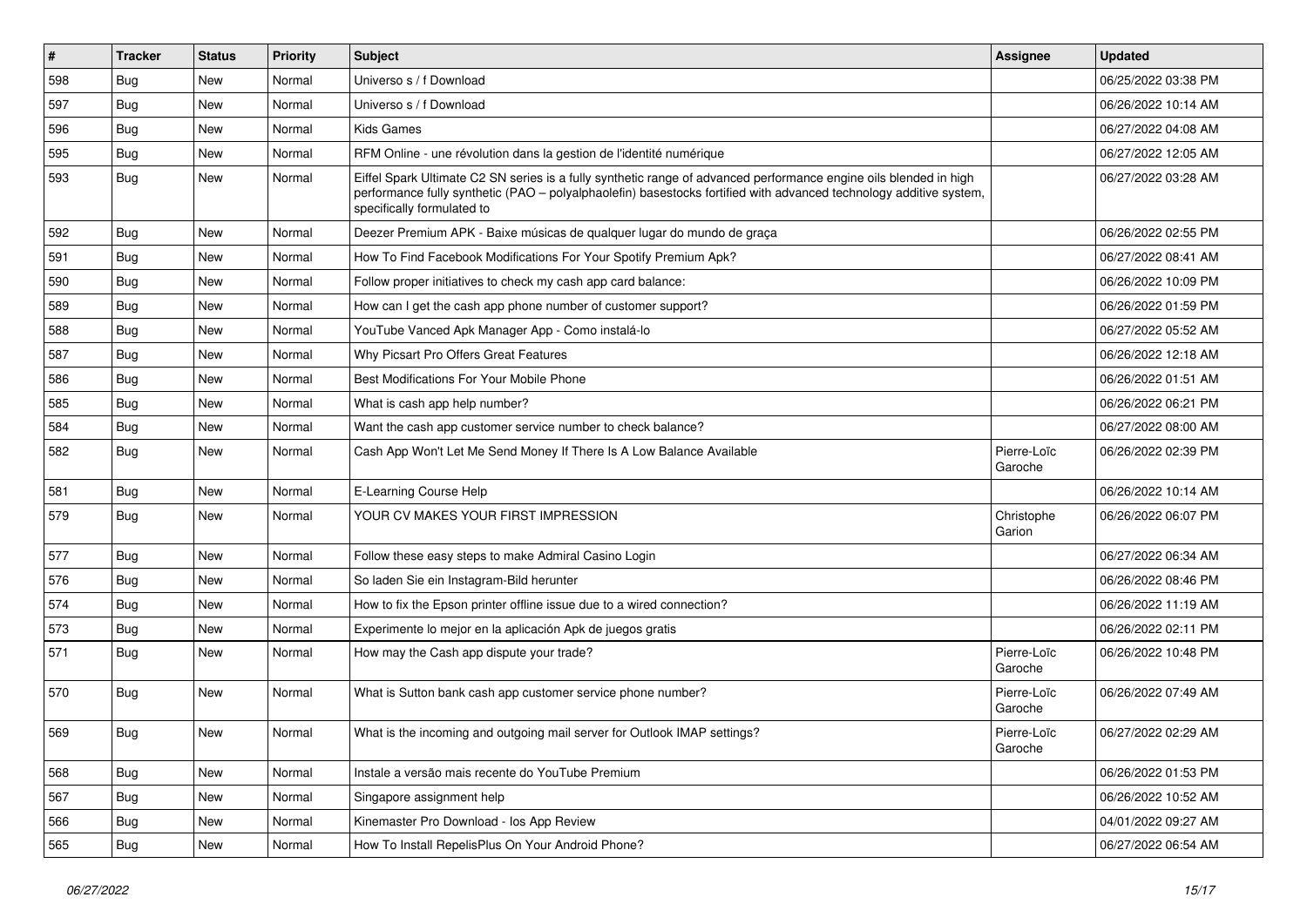| # | Tracker | Status | Priority | Subject | Assignee | Updated |
|---|---|---|---|---|---|---|
| 598 | Bug | New | Normal | Universo s / f Download | | 06/25/2022 03:38 PM |
| 597 | Bug | New | Normal | Universo s / f Download | | 06/26/2022 10:14 AM |
| 596 | Bug | New | Normal | Kids Games | | 06/27/2022 04:08 AM |
| 595 | Bug | New | Normal | RFM Online - une révolution dans la gestion de l'identité numérique | | 06/27/2022 12:05 AM |
| 593 | Bug | New | Normal | Eiffel Spark Ultimate C2 SN series is a fully synthetic range of advanced performance engine oils blended in high performance fully synthetic (PAO – polyalphaolefin) basestocks fortified with advanced technology additive system, specifically formulated to | | 06/27/2022 03:28 AM |
| 592 | Bug | New | Normal | Deezer Premium APK - Baixe músicas de qualquer lugar do mundo de graça | | 06/26/2022 02:55 PM |
| 591 | Bug | New | Normal | How To Find Facebook Modifications For Your Spotify Premium Apk? | | 06/27/2022 08:41 AM |
| 590 | Bug | New | Normal | Follow proper initiatives to check my cash app card balance: | | 06/26/2022 10:09 PM |
| 589 | Bug | New | Normal | How can I get the cash app phone number of customer support? | | 06/26/2022 01:59 PM |
| 588 | Bug | New | Normal | YouTube Vanced Apk Manager App - Como instalá-lo | | 06/27/2022 05:52 AM |
| 587 | Bug | New | Normal | Why Picsart Pro Offers Great Features | | 06/26/2022 12:18 AM |
| 586 | Bug | New | Normal | Best Modifications For Your Mobile Phone | | 06/26/2022 01:51 AM |
| 585 | Bug | New | Normal | What is cash app help number? | | 06/26/2022 06:21 PM |
| 584 | Bug | New | Normal | Want the cash app customer service number to check balance? | | 06/27/2022 08:00 AM |
| 582 | Bug | New | Normal | Cash App Won't Let Me Send Money If There Is A Low Balance Available | Pierre-Loïc Garoche | 06/26/2022 02:39 PM |
| 581 | Bug | New | Normal | E-Learning Course Help | | 06/26/2022 10:14 AM |
| 579 | Bug | New | Normal | YOUR CV MAKES YOUR FIRST IMPRESSION | Christophe Garion | 06/26/2022 06:07 PM |
| 577 | Bug | New | Normal | Follow these easy steps to make Admiral Casino Login | | 06/27/2022 06:34 AM |
| 576 | Bug | New | Normal | So laden Sie ein Instagram-Bild herunter | | 06/26/2022 08:46 PM |
| 574 | Bug | New | Normal | How to fix the Epson printer offline issue due to a wired connection? | | 06/26/2022 11:19 AM |
| 573 | Bug | New | Normal | Experimente lo mejor en la aplicación Apk de juegos gratis | | 06/26/2022 02:11 PM |
| 571 | Bug | New | Normal | How may the Cash app dispute your trade? | Pierre-Loïc Garoche | 06/26/2022 10:48 PM |
| 570 | Bug | New | Normal | What is Sutton bank cash app customer service phone number? | Pierre-Loïc Garoche | 06/26/2022 07:49 AM |
| 569 | Bug | New | Normal | What is the incoming and outgoing mail server for Outlook IMAP settings? | Pierre-Loïc Garoche | 06/27/2022 02:29 AM |
| 568 | Bug | New | Normal | Instale a versão mais recente do YouTube Premium | | 06/26/2022 01:53 PM |
| 567 | Bug | New | Normal | Singapore assignment help | | 06/26/2022 10:52 AM |
| 566 | Bug | New | Normal | Kinemaster Pro Download - Ios App Review | | 04/01/2022 09:27 AM |
| 565 | Bug | New | Normal | How To Install RepelisPlus On Your Android Phone? | | 06/27/2022 06:54 AM |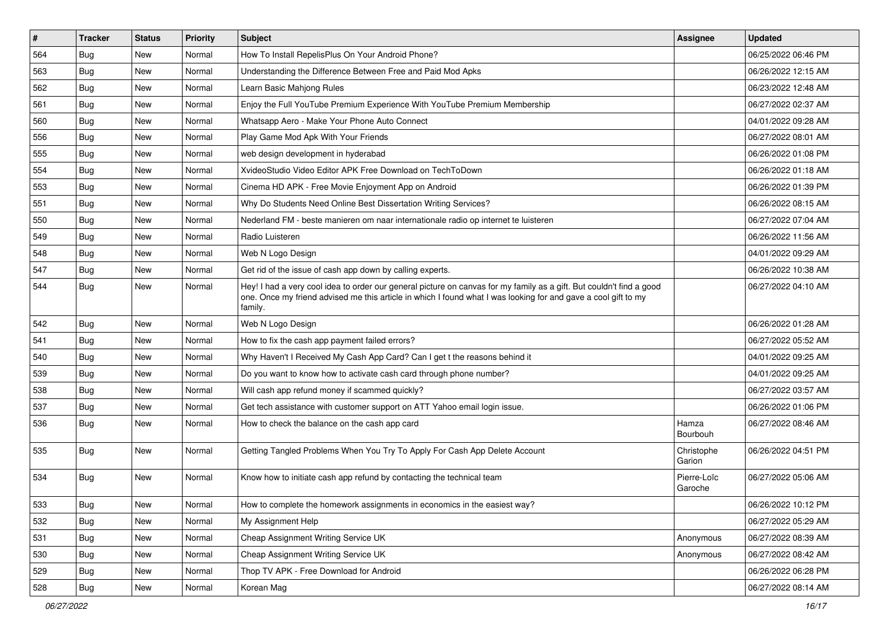| # | Tracker | Status | Priority | Subject | Assignee | Updated |
|---|---|---|---|---|---|---|
| 564 | Bug | New | Normal | How To Install RepelisPlus On Your Android Phone? | | 06/25/2022 06:46 PM |
| 563 | Bug | New | Normal | Understanding the Difference Between Free and Paid Mod Apks | | 06/26/2022 12:15 AM |
| 562 | Bug | New | Normal | Learn Basic Mahjong Rules | | 06/23/2022 12:48 AM |
| 561 | Bug | New | Normal | Enjoy the Full YouTube Premium Experience With YouTube Premium Membership | | 06/27/2022 02:37 AM |
| 560 | Bug | New | Normal | Whatsapp Aero - Make Your Phone Auto Connect | | 04/01/2022 09:28 AM |
| 556 | Bug | New | Normal | Play Game Mod Apk With Your Friends | | 06/27/2022 08:01 AM |
| 555 | Bug | New | Normal | web design development in hyderabad | | 06/26/2022 01:08 PM |
| 554 | Bug | New | Normal | XvideoStudio Video Editor APK Free Download on TechToDown | | 06/26/2022 01:18 AM |
| 553 | Bug | New | Normal | Cinema HD APK - Free Movie Enjoyment App on Android | | 06/26/2022 01:39 PM |
| 551 | Bug | New | Normal | Why Do Students Need Online Best Dissertation Writing Services? | | 06/26/2022 08:15 AM |
| 550 | Bug | New | Normal | Nederland FM - beste manieren om naar internationale radio op internet te luisteren | | 06/27/2022 07:04 AM |
| 549 | Bug | New | Normal | Radio Luisteren | | 06/26/2022 11:56 AM |
| 548 | Bug | New | Normal | Web N Logo Design | | 04/01/2022 09:29 AM |
| 547 | Bug | New | Normal | Get rid of the issue of cash app down by calling experts. | | 06/26/2022 10:38 AM |
| 544 | Bug | New | Normal | Hey! I had a very cool idea to order our general picture on canvas for my family as a gift. But couldn't find a good one. Once my friend advised me this article in which I found what I was looking for and gave a cool gift to my family. | | 06/27/2022 04:10 AM |
| 542 | Bug | New | Normal | Web N Logo Design | | 06/26/2022 01:28 AM |
| 541 | Bug | New | Normal | How to fix the cash app payment failed errors? | | 06/27/2022 05:52 AM |
| 540 | Bug | New | Normal | Why Haven't I Received My Cash App Card? Can I get t the reasons behind it | | 04/01/2022 09:25 AM |
| 539 | Bug | New | Normal | Do you want to know how to activate cash card through phone number? | | 04/01/2022 09:25 AM |
| 538 | Bug | New | Normal | Will cash app refund money if scammed quickly? | | 06/27/2022 03:57 AM |
| 537 | Bug | New | Normal | Get tech assistance with customer support on ATT Yahoo email login issue. | | 06/26/2022 01:06 PM |
| 536 | Bug | New | Normal | How to check the balance on the cash app card | Hamza Bourbouh | 06/27/2022 08:46 AM |
| 535 | Bug | New | Normal | Getting Tangled Problems When You Try To Apply For Cash App Delete Account | Christophe Garion | 06/26/2022 04:51 PM |
| 534 | Bug | New | Normal | Know how to initiate cash app refund by contacting the technical team | Pierre-Loïc Garoche | 06/27/2022 05:06 AM |
| 533 | Bug | New | Normal | How to complete the homework assignments in economics in the easiest way? | | 06/26/2022 10:12 PM |
| 532 | Bug | New | Normal | My Assignment Help | | 06/27/2022 05:29 AM |
| 531 | Bug | New | Normal | Cheap Assignment Writing Service UK | Anonymous | 06/27/2022 08:39 AM |
| 530 | Bug | New | Normal | Cheap Assignment Writing Service UK | Anonymous | 06/27/2022 08:42 AM |
| 529 | Bug | New | Normal | Thop TV APK - Free Download for Android | | 06/26/2022 06:28 PM |
| 528 | Bug | New | Normal | Korean Mag | | 06/27/2022 08:14 AM |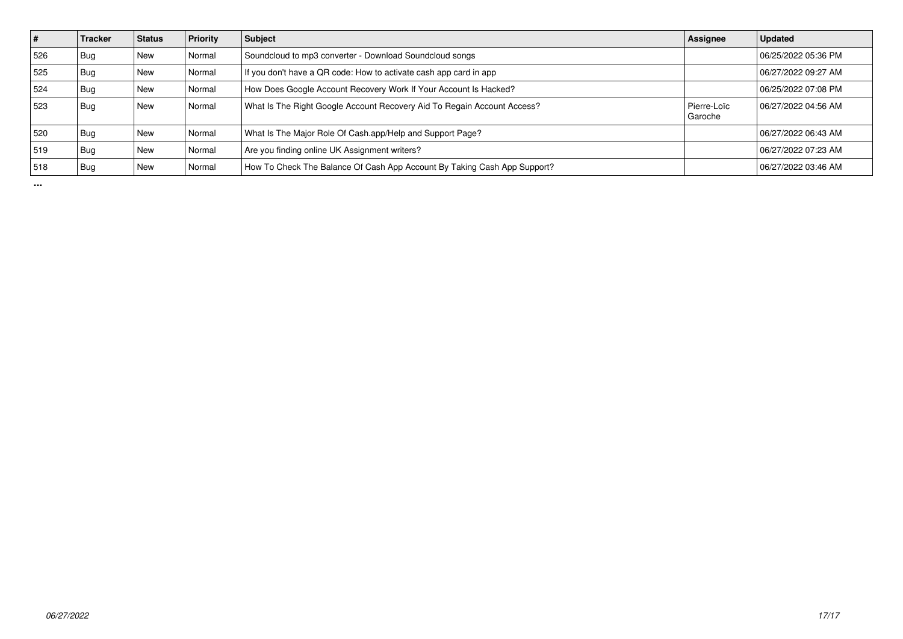| # | Tracker | Status | Priority | Subject | Assignee | Updated |
|---|---|---|---|---|---|---|
| 526 | Bug | New | Normal | Soundcloud to mp3 converter - Download Soundcloud songs | | 06/25/2022 05:36 PM |
| 525 | Bug | New | Normal | If you don't have a QR code: How to activate cash app card in app | | 06/27/2022 09:27 AM |
| 524 | Bug | New | Normal | How Does Google Account Recovery Work If Your Account Is Hacked? | | 06/25/2022 07:08 PM |
| 523 | Bug | New | Normal | What Is The Right Google Account Recovery Aid To Regain Account Access? | Pierre-Loïc Garoche | 06/27/2022 04:56 AM |
| 520 | Bug | New | Normal | What Is The Major Role Of Cash.app/Help and Support Page? | | 06/27/2022 06:43 AM |
| 519 | Bug | New | Normal | Are you finding online UK Assignment writers? | | 06/27/2022 07:23 AM |
| 518 | Bug | New | Normal | How To Check The Balance Of Cash App Account By Taking Cash App Support? | | 06/27/2022 03:46 AM |

...